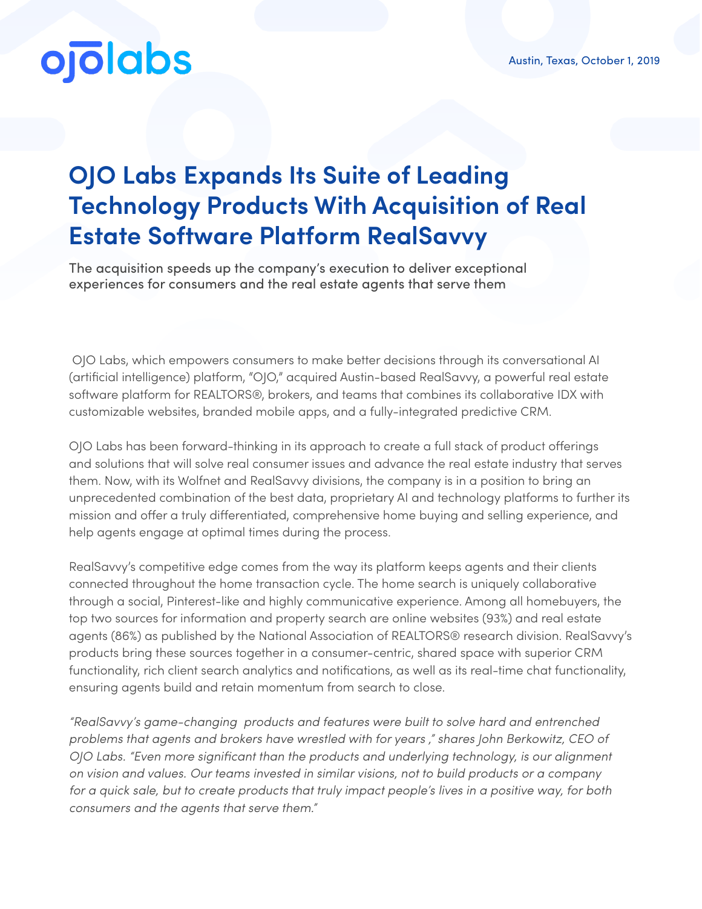ojolabs

Austin, Texas, October 1, 2019

# OJO Labs Expands Its Suite of Leading Technology Products With Acquisition of Real Estate Software Platform RealSavvy

The acquisition speeds up the company's execution to deliver exceptional experiences for consumers and the real estate agents that serve them

OJO Labs, which empowers consumers to make better decisions through its conversational AI (artificial intelligence) platform, "OJO," acquired Austin-based RealSavvy, a powerful real estate software platform for REALTORS®, brokers, and teams that combines its collaborative IDX with customizable websites, branded mobile apps, and a fully-integrated predictive CRM.

OJO Labs has been forward-thinking in its approach to create a full stack of product offerings and solutions that will solve real consumer issues and advance the real estate industry that serves them. Now, with its Wolfnet and RealSavvy divisions, the company is in a position to bring an unprecedented combination of the best data, proprietary AI and technology platforms to further its mission and offer a truly differentiated, comprehensive home buying and selling experience, and help agents engage at optimal times during the process.

RealSavvy's competitive edge comes from the way its platform keeps agents and their clients connected throughout the home transaction cycle. The home search is uniquely collaborative through a social, Pinterest-like and highly communicative experience. Among all homebuyers, the top two sources for information and property search are online websites (93%) and real estate agents (86%) as published by the National Association of REALTORS® research division. RealSavvy's products bring these sources together in a consumer-centric, shared space with superior CRM functionality, rich client search analytics and notifications, as well as its real-time chat functionality, ensuring agents build and retain momentum from search to close.

*"RealSavvy's game-changing products and features were built to solve hard and entrenched problems that agents and brokers have wrestled with for years ," shares John Berkowitz, CEO of OJO Labs. "Even more significant than the products and underlying technology, is our alignment on vision and values. Our teams invested in similar visions, not to build products or a company for a quick sale, but to create products that truly impact people's lives in a positive way, for both consumers and the agents that serve them."*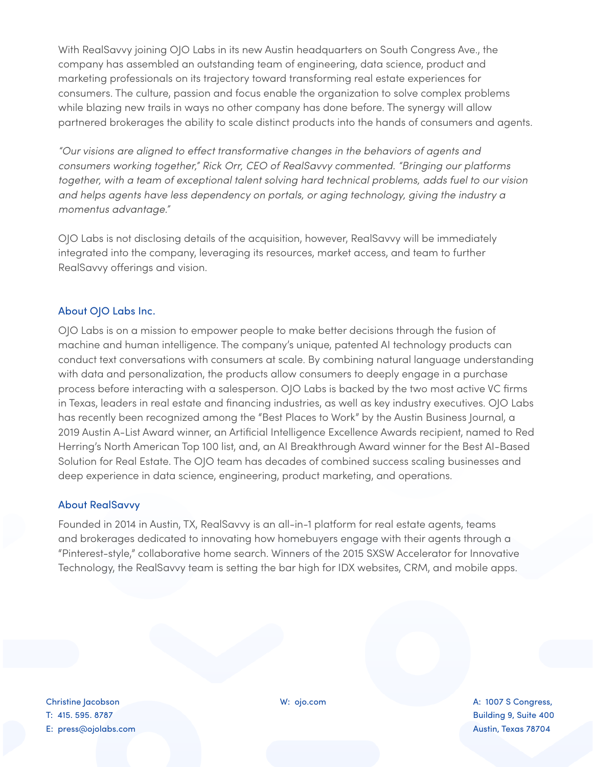With RealSavvy joining OJO Labs in its new Austin headquarters on South Congress Ave., the company has assembled an outstanding team of engineering, data science, product and marketing professionals on its trajectory toward transforming real estate experiences for consumers. The culture, passion and focus enable the organization to solve complex problems while blazing new trails in ways no other company has done before. The synergy will allow partnered brokerages the ability to scale distinct products into the hands of consumers and agents.

*"Our visions are aligned to effect transformative changes in the behaviors of agents and consumers working together," Rick Orr, CEO of RealSavvy commented. "Bringing our platforms together, with a team of exceptional talent solving hard technical problems, adds fuel to our vision and helps agents have less dependency on portals, or aging technology, giving the industry a momentus advantage."*

OJO Labs is not disclosing details of the acquisition, however, RealSavvy will be immediately integrated into the company, leveraging its resources, market access, and team to further RealSavvy offerings and vision.

## About OJO Labs Inc.

OJO Labs is on a mission to empower people to make better decisions through the fusion of machine and human intelligence. The company's unique, patented AI technology products can conduct text conversations with consumers at scale. By combining natural language understanding with data and personalization, the products allow consumers to deeply engage in a purchase process before interacting with a salesperson. OJO Labs is backed by the two most active VC firms in Texas, leaders in real estate and financing industries, as well as key industry executives. OJO Labs has recently been recognized among the "Best Places to Work" by the Austin Business Journal, a 2019 Austin A-List Award winner, an Artificial Intelligence Excellence Awards recipient, named to Red Herring's North American Top 100 list, and, an AI Breakthrough Award winner for the Best AI-Based Solution for Real Estate. The OJO team has decades of combined success scaling businesses and deep experience in data science, engineering, product marketing, and operations.

## About RealSavvy

Founded in 2014 in Austin, TX, RealSavvy is an all-in-1 platform for real estate agents, teams and brokerages dedicated to innovating how homebuyers engage with their agents through a "Pinterest-style," collaborative home search. Winners of the 2015 SXSW Accelerator for Innovative Technology, the RealSavvy team is setting the bar high for IDX websites, CRM, and mobile apps.

Christine Jacobson
T: 415. 595. 8787
E: press@ojolabs.com

W: ojo.com

A: 1007 S Congress,
Building 9, Suite 400
Austin, Texas 78704